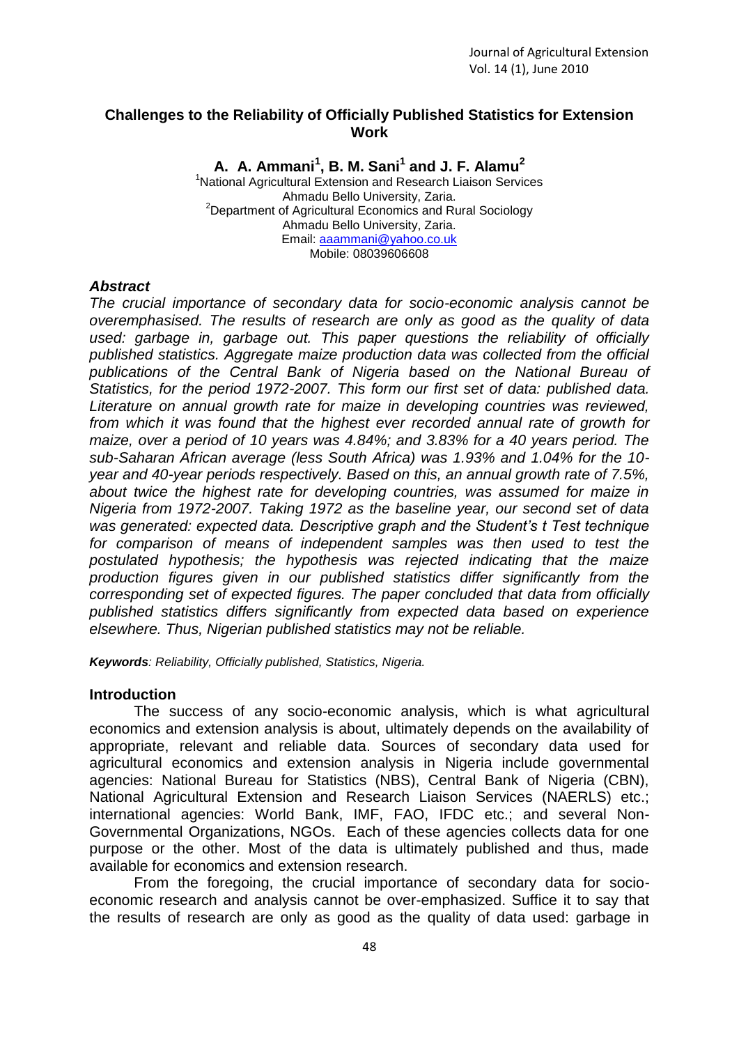# Challenges to the Reliability of Officially Published Statistics for Extension Work

**A. A. Ammani[1], B. M. Sani[1] and J. F. Alamu[2]**

[1]National Agricultural Extension and Research Liaison Services
Ahmadu Bello University, Zaria.
[2]Department of Agricultural Economics and Rural Sociology
Ahmadu Bello University, Zaria.
Email: aaammani@yahoo.co.uk
Mobile: 08039606608

### *Abstract*

*The crucial importance of secondary data for socio-economic analysis cannot be overemphasised. The results of research are only as good as the quality of data used: garbage in, garbage out. This paper questions the reliability of officially published statistics. Aggregate maize production data was collected from the official publications of the Central Bank of Nigeria based on the National Bureau of Statistics, for the period 1972-2007. This form our first set of data: published data. Literature on annual growth rate for maize in developing countries was reviewed, from which it was found that the highest ever recorded annual rate of growth for maize, over a period of 10 years was 4.84%; and 3.83% for a 40 years period. The sub-Saharan African average (less South Africa) was 1.93% and 1.04% for the 10-year and 40-year periods respectively. Based on this, an annual growth rate of 7.5%, about twice the highest rate for developing countries, was assumed for maize in Nigeria from 1972-2007. Taking 1972 as the baseline year, our second set of data was generated: expected data. Descriptive graph and the Student's t Test technique for comparison of means of independent samples was then used to test the postulated hypothesis; the hypothesis was rejected indicating that the maize production figures given in our published statistics differ significantly from the corresponding set of expected figures. The paper concluded that data from officially published statistics differs significantly from expected data based on experience elsewhere. Thus, Nigerian published statistics may not be reliable.*

***Keywords**: Reliability, Officially published, Statistics, Nigeria.*

### Introduction

The success of any socio-economic analysis, which is what agricultural economics and extension analysis is about, ultimately depends on the availability of appropriate, relevant and reliable data. Sources of secondary data used for agricultural economics and extension analysis in Nigeria include governmental agencies: National Bureau for Statistics (NBS), Central Bank of Nigeria (CBN), National Agricultural Extension and Research Liaison Services (NAERLS) etc.; international agencies: World Bank, IMF, FAO, IFDC etc.; and several Non-Governmental Organizations, NGOs. Each of these agencies collects data for one purpose or the other. Most of the data is ultimately published and thus, made available for economics and extension research.

From the foregoing, the crucial importance of secondary data for socio-economic research and analysis cannot be over-emphasized. Suffice it to say that the results of research are only as good as the quality of data used: garbage in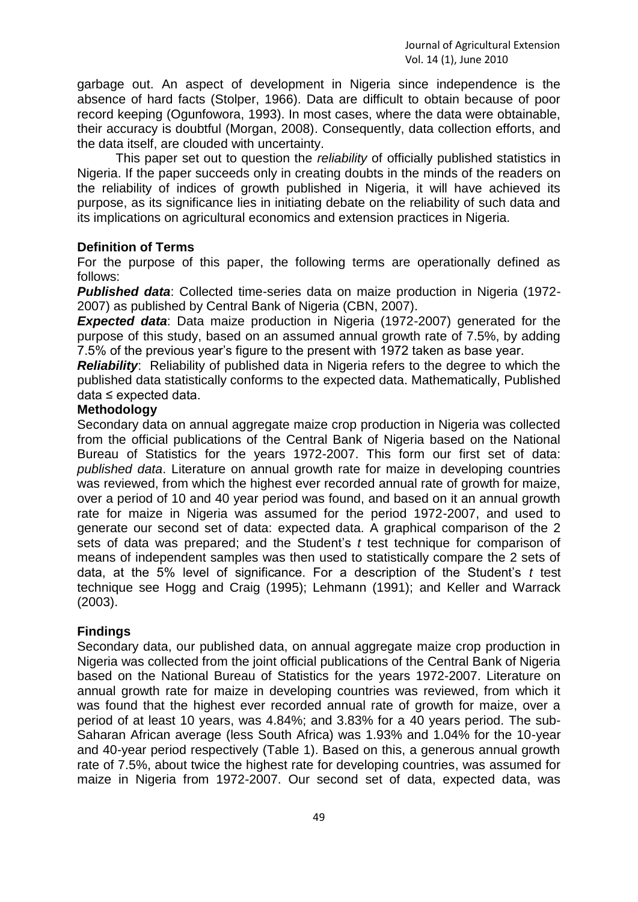garbage out. An aspect of development in Nigeria since independence is the absence of hard facts (Stolper, 1966). Data are difficult to obtain because of poor record keeping (Ogunfowora, 1993). In most cases, where the data were obtainable, their accuracy is doubtful (Morgan, 2008). Consequently, data collection efforts, and the data itself, are clouded with uncertainty.

This paper set out to question the *reliability* of officially published statistics in Nigeria. If the paper succeeds only in creating doubts in the minds of the readers on the reliability of indices of growth published in Nigeria, it will have achieved its purpose, as its significance lies in initiating debate on the reliability of such data and its implications on agricultural economics and extension practices in Nigeria.

**Definition of Terms**

For the purpose of this paper, the following terms are operationally defined as follows:

***Published data***: Collected time-series data on maize production in Nigeria (1972-2007) as published by Central Bank of Nigeria (CBN, 2007).

***Expected data***: Data maize production in Nigeria (1972-2007) generated for the purpose of this study, based on an assumed annual growth rate of 7.5%, by adding 7.5% of the previous year's figure to the present with 1972 taken as base year.

***Reliability***: Reliability of published data in Nigeria refers to the degree to which the published data statistically conforms to the expected data. Mathematically, Published data ≤ expected data.

**Methodology**

Secondary data on annual aggregate maize crop production in Nigeria was collected from the official publications of the Central Bank of Nigeria based on the National Bureau of Statistics for the years 1972-2007. This form our first set of data: *published data*. Literature on annual growth rate for maize in developing countries was reviewed, from which the highest ever recorded annual rate of growth for maize, over a period of 10 and 40 year period was found, and based on it an annual growth rate for maize in Nigeria was assumed for the period 1972-2007, and used to generate our second set of data: expected data. A graphical comparison of the 2 sets of data was prepared; and the Student's *t* test technique for comparison of means of independent samples was then used to statistically compare the 2 sets of data, at the 5% level of significance. For a description of the Student's *t* test technique see Hogg and Craig (1995); Lehmann (1991); and Keller and Warrack (2003).

**Findings**

Secondary data, our published data, on annual aggregate maize crop production in Nigeria was collected from the joint official publications of the Central Bank of Nigeria based on the National Bureau of Statistics for the years 1972-2007. Literature on annual growth rate for maize in developing countries was reviewed, from which it was found that the highest ever recorded annual rate of growth for maize, over a period of at least 10 years, was 4.84%; and 3.83% for a 40 years period. The sub-Saharan African average (less South Africa) was 1.93% and 1.04% for the 10-year and 40-year period respectively (Table 1). Based on this, a generous annual growth rate of 7.5%, about twice the highest rate for developing countries, was assumed for maize in Nigeria from 1972-2007. Our second set of data, expected data, was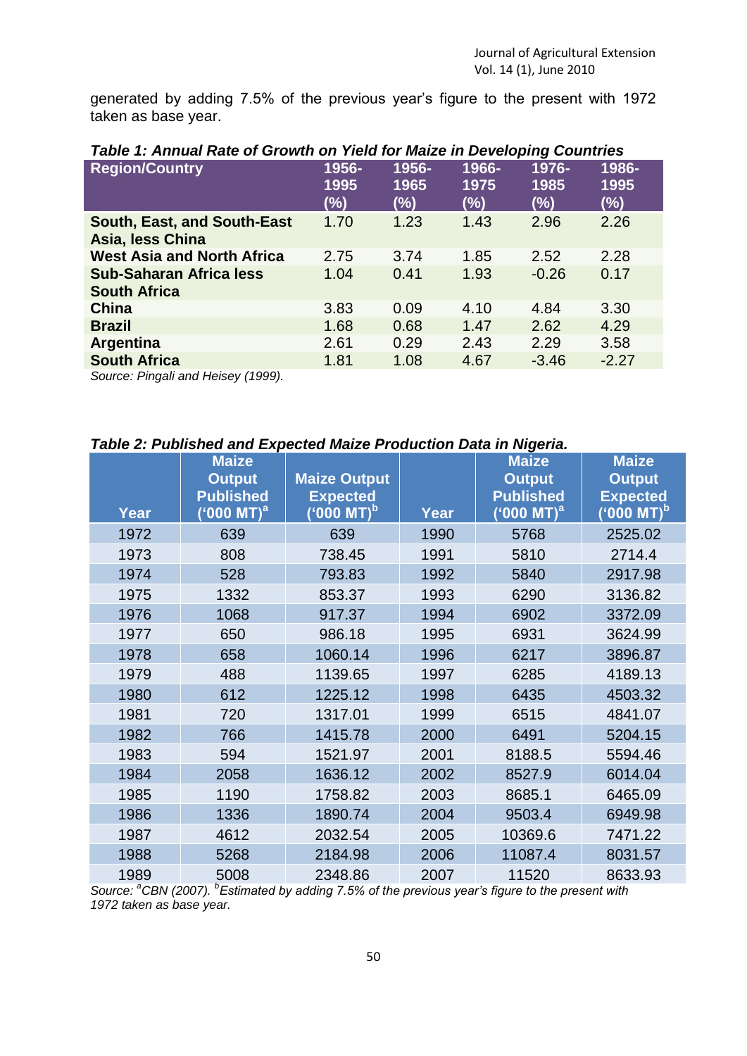generated by adding 7.5% of the previous year's figure to the present with 1972 taken as base year.

***Table 1: Annual Rate of Growth on Yield for Maize in Developing Countries***

| Region/Country | 1956-1995 (%) | 1956-1965 (%) | 1966-1975 (%) | 1976-1985 (%) | 1986-1995 (%) |
|---|---|---|---|---|---|
| **South, East, and South-East Asia, less China** | 1.70 | 1.23 | 1.43 | 2.96 | 2.26 |
| **West Asia and North Africa** | 2.75 | 3.74 | 1.85 | 2.52 | 2.28 |
| **Sub-Saharan Africa less South Africa** | 1.04 | 0.41 | 1.93 | -0.26 | 0.17 |
| **China** | 3.83 | 0.09 | 4.10 | 4.84 | 3.30 |
| **Brazil** | 1.68 | 0.68 | 1.47 | 2.62 | 4.29 |
| **Argentina** | 2.61 | 0.29 | 2.43 | 2.29 | 3.58 |
| **South Africa** | 1.81 | 1.08 | 4.67 | -3.46 | -2.27 |

*Source: Pingali and Heisey (1999).*

***Table 2: Published and Expected Maize Production Data in Nigeria.***

| Year | Maize Output Published ('000 MT)[a] | Maize Output Expected ('000 MT)[b] | Year | Maize Output Published ('000 MT)[a] | Maize Output Expected ('000 MT)[b] |
|---|---|---|---|---|---|
| 1972 | 639 | 639 | 1990 | 5768 | 2525.02 |
| 1973 | 808 | 738.45 | 1991 | 5810 | 2714.4 |
| 1974 | 528 | 793.83 | 1992 | 5840 | 2917.98 |
| 1975 | 1332 | 853.37 | 1993 | 6290 | 3136.82 |
| 1976 | 1068 | 917.37 | 1994 | 6902 | 3372.09 |
| 1977 | 650 | 986.18 | 1995 | 6931 | 3624.99 |
| 1978 | 658 | 1060.14 | 1996 | 6217 | 3896.87 |
| 1979 | 488 | 1139.65 | 1997 | 6285 | 4189.13 |
| 1980 | 612 | 1225.12 | 1998 | 6435 | 4503.32 |
| 1981 | 720 | 1317.01 | 1999 | 6515 | 4841.07 |
| 1982 | 766 | 1415.78 | 2000 | 6491 | 5204.15 |
| 1983 | 594 | 1521.97 | 2001 | 8188.5 | 5594.46 |
| 1984 | 2058 | 1636.12 | 2002 | 8527.9 | 6014.04 |
| 1985 | 1190 | 1758.82 | 2003 | 8685.1 | 6465.09 |
| 1986 | 1336 | 1890.74 | 2004 | 9503.4 | 6949.98 |
| 1987 | 4612 | 2032.54 | 2005 | 10369.6 | 7471.22 |
| 1988 | 5268 | 2184.98 | 2006 | 11087.4 | 8031.57 |
| 1989 | 5008 | 2348.86 | 2007 | 11520 | 8633.93 |

*Source: [a]CBN (2007). [b]Estimated by adding 7.5% of the previous year's figure to the present with 1972 taken as base year.*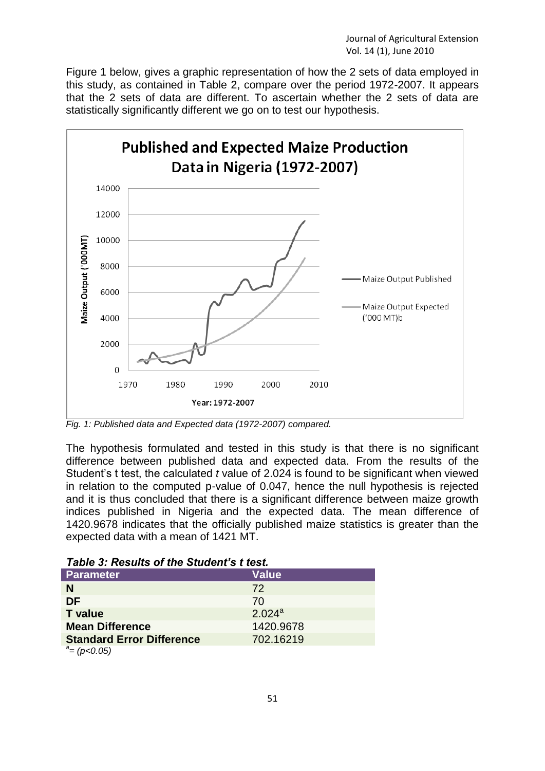Figure 1 below, gives a graphic representation of how the 2 sets of data employed in this study, as contained in Table 2, compare over the period 1972-2007. It appears that the 2 sets of data are different. To ascertain whether the 2 sets of data are statistically significantly different we go on to test our hypothesis.

Published and Expected Maize Production Data in Nigeria (1972-2007)

Maize Output ('000MT)

14000
12000
10000
8000
6000
4000
2000
0

1970 1980 1990 2000 2010

Year: 1972-2007

Maize Output Published

Maize Output Expected ('000 MT)b

*Fig. 1: Published data and Expected data (1972-2007) compared.*

The hypothesis formulated and tested in this study is that there is no significant difference between published data and expected data. From the results of the Student's t test, the calculated *t* value of 2.024 is found to be significant when viewed in relation to the computed p-value of 0.047, hence the null hypothesis is rejected and it is thus concluded that there is a significant difference between maize growth indices published in Nigeria and the expected data. The mean difference of 1420.9678 indicates that the officially published maize statistics is greater than the expected data with a mean of 1421 MT.

***Table 3: Results of the Student's t test.***

| Parameter | Value |
|---|---|
| **N** | 72 |
| **DF** | 70 |
| **T value** | 2.024[a] |
| **Mean Difference** | 1420.9678 |
| **Standard Error Difference** | 702.16219 |

*[a]= ($p<0.05$)*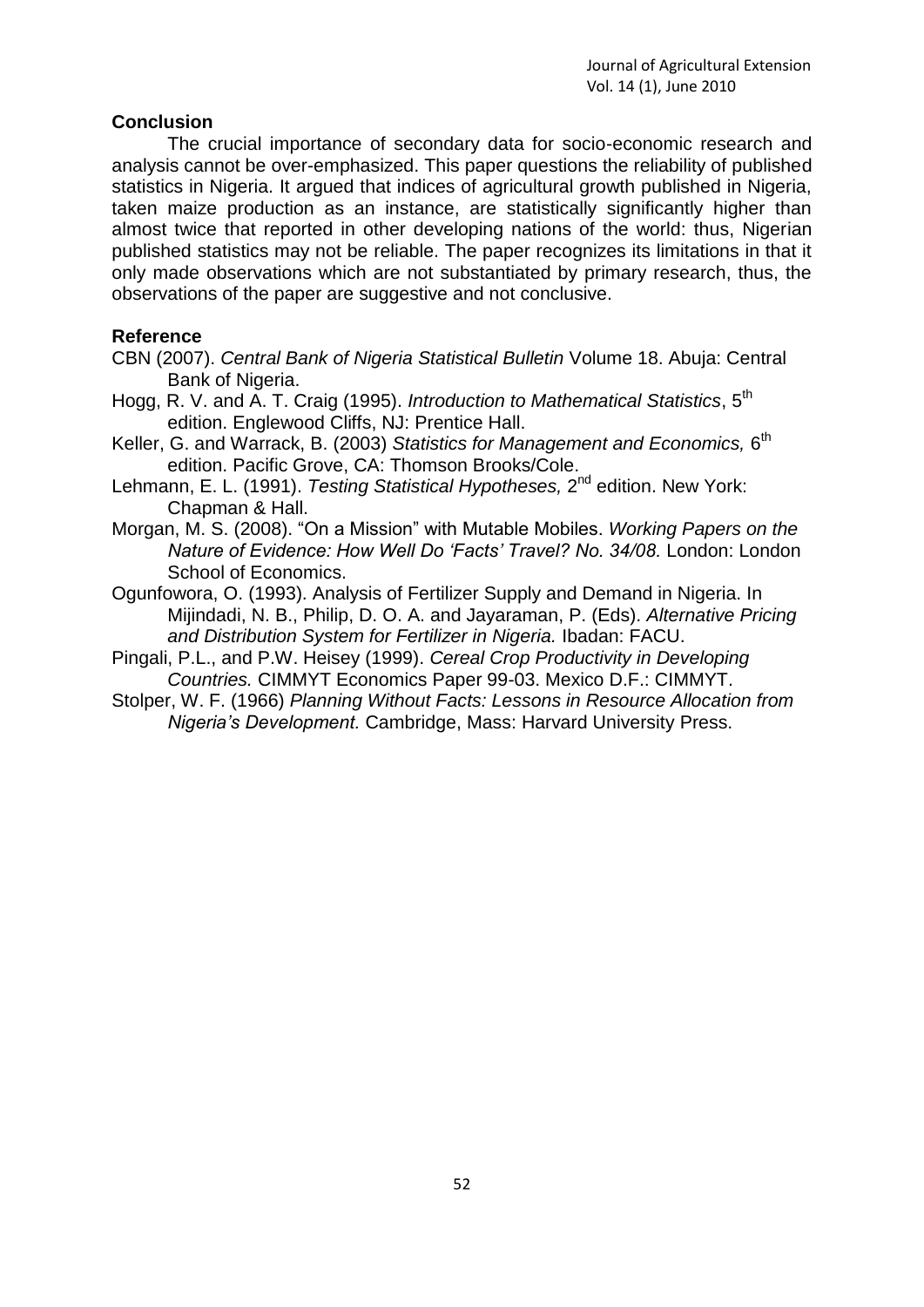## Conclusion

The crucial importance of secondary data for socio-economic research and analysis cannot be over-emphasized. This paper questions the reliability of published statistics in Nigeria. It argued that indices of agricultural growth published in Nigeria, taken maize production as an instance, are statistically significantly higher than almost twice that reported in other developing nations of the world: thus, Nigerian published statistics may not be reliable. The paper recognizes its limitations in that it only made observations which are not substantiated by primary research, thus, the observations of the paper are suggestive and not conclusive.

## Reference

CBN (2007). *Central Bank of Nigeria Statistical Bulletin* Volume 18. Abuja: Central Bank of Nigeria.

Hogg, R. V. and A. T. Craig (1995). *Introduction to Mathematical Statistics*, 5th edition. Englewood Cliffs, NJ: Prentice Hall.

Keller, G. and Warrack, B. (2003) *Statistics for Management and Economics,* 6th edition. Pacific Grove, CA: Thomson Brooks/Cole.

Lehmann, E. L. (1991). *Testing Statistical Hypotheses,* 2nd edition. New York: Chapman & Hall.

Morgan, M. S. (2008). "On a Mission" with Mutable Mobiles. *Working Papers on the Nature of Evidence: How Well Do 'Facts' Travel? No. 34/08.* London: London School of Economics.

Ogunfowora, O. (1993). Analysis of Fertilizer Supply and Demand in Nigeria. In Mijindadi, N. B., Philip, D. O. A. and Jayaraman, P. (Eds). *Alternative Pricing and Distribution System for Fertilizer in Nigeria.* Ibadan: FACU.

Pingali, P.L., and P.W. Heisey (1999). *Cereal Crop Productivity in Developing Countries.* CIMMYT Economics Paper 99-03. Mexico D.F.: CIMMYT.

Stolper, W. F. (1966) *Planning Without Facts: Lessons in Resource Allocation from Nigeria's Development.* Cambridge, Mass: Harvard University Press.